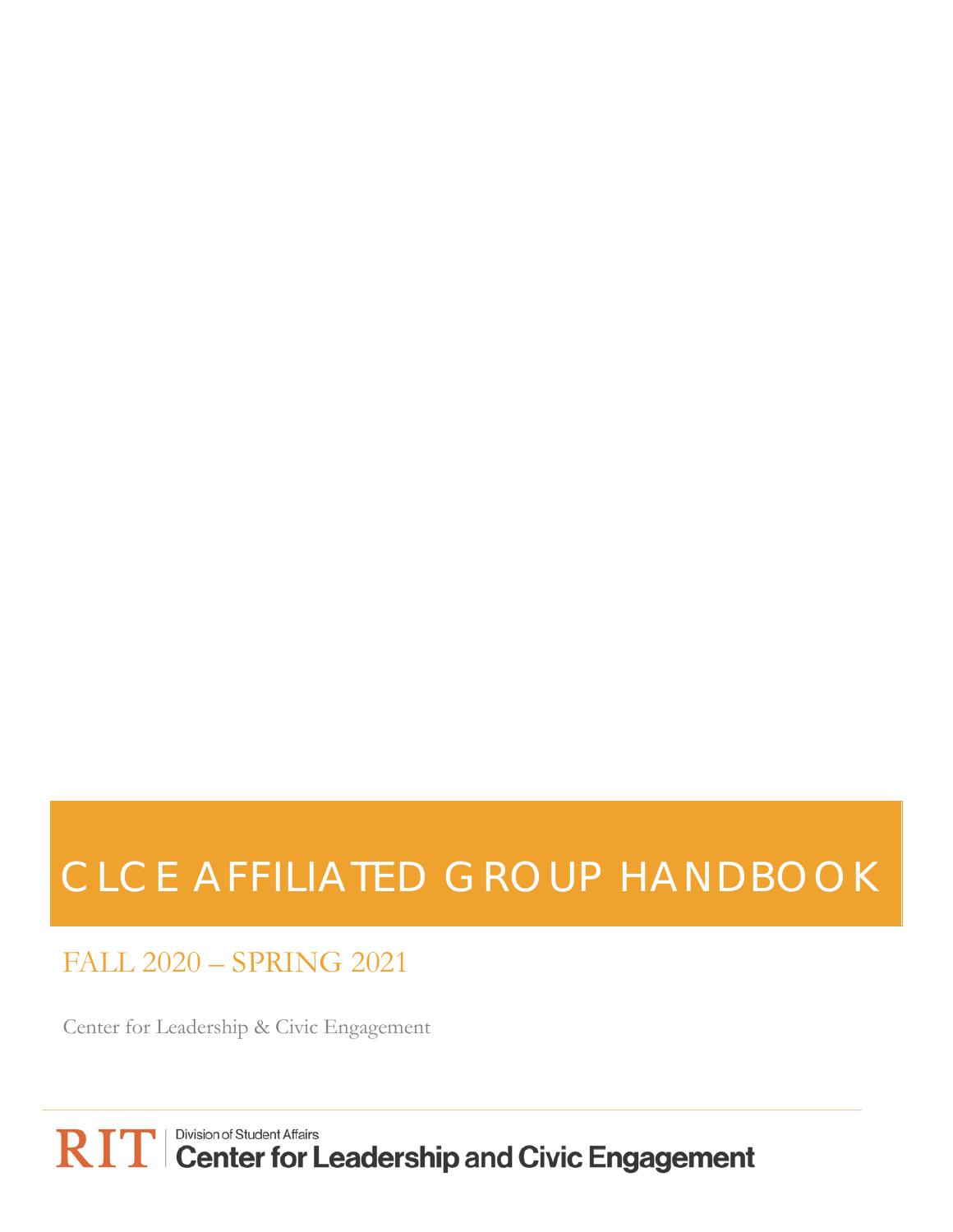# CLCE AFFILIATED GROUP HANDBOOK

## FALL 2020 – SPRING 2021

Center for Leadership & Civic Engagement

RIT | Division of Student Affairs
Center for Leadership and Civic Engagement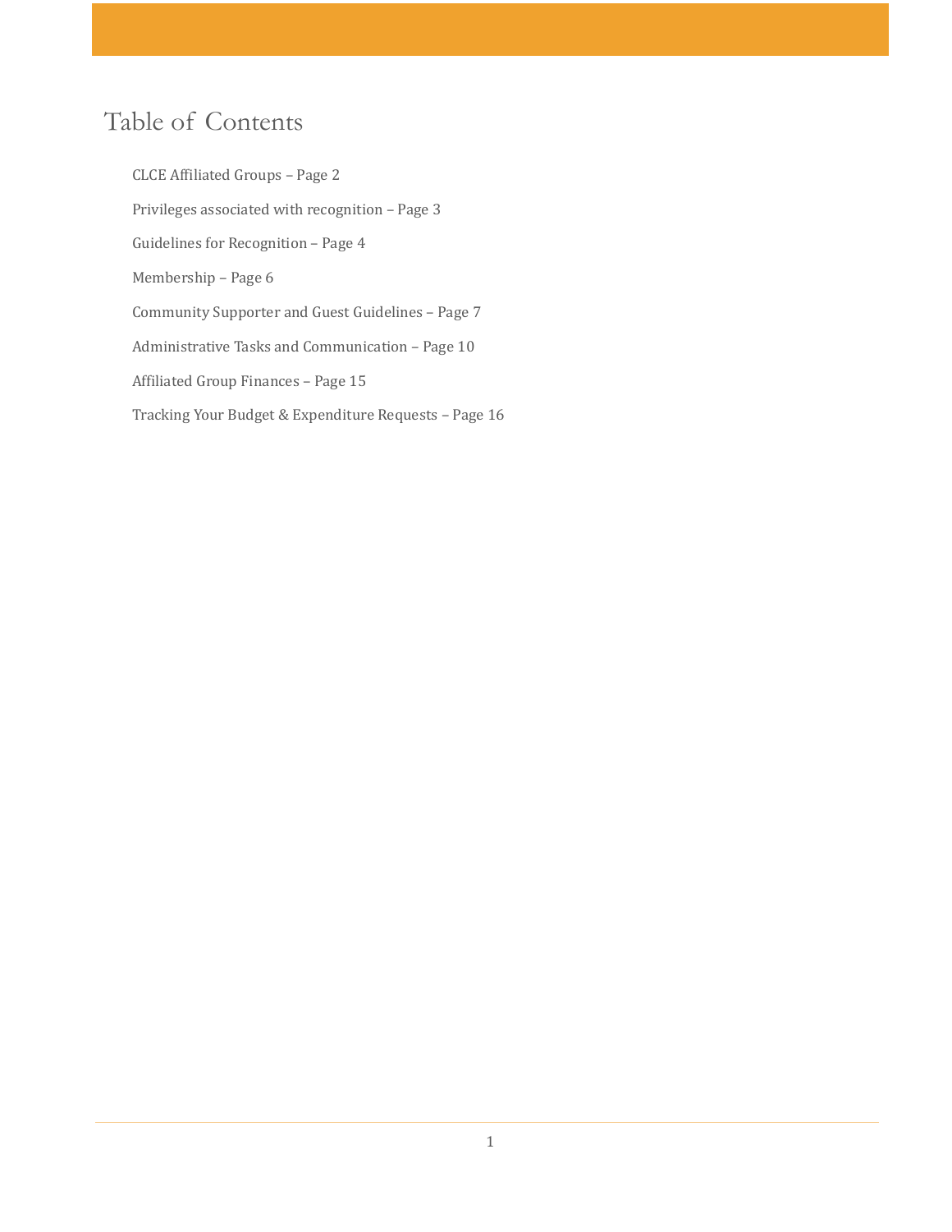# Table of Contents

- CLCE Affiliated Groups – Page 2
- Privileges associated with recognition – Page 3
- Guidelines for Recognition – Page 4
- Membership – Page 6
- Community Supporter and Guest Guidelines – Page 7
- Administrative Tasks and Communication – Page 10
- Affiliated Group Finances – Page 15
- Tracking Your Budget & Expenditure Requests – Page 16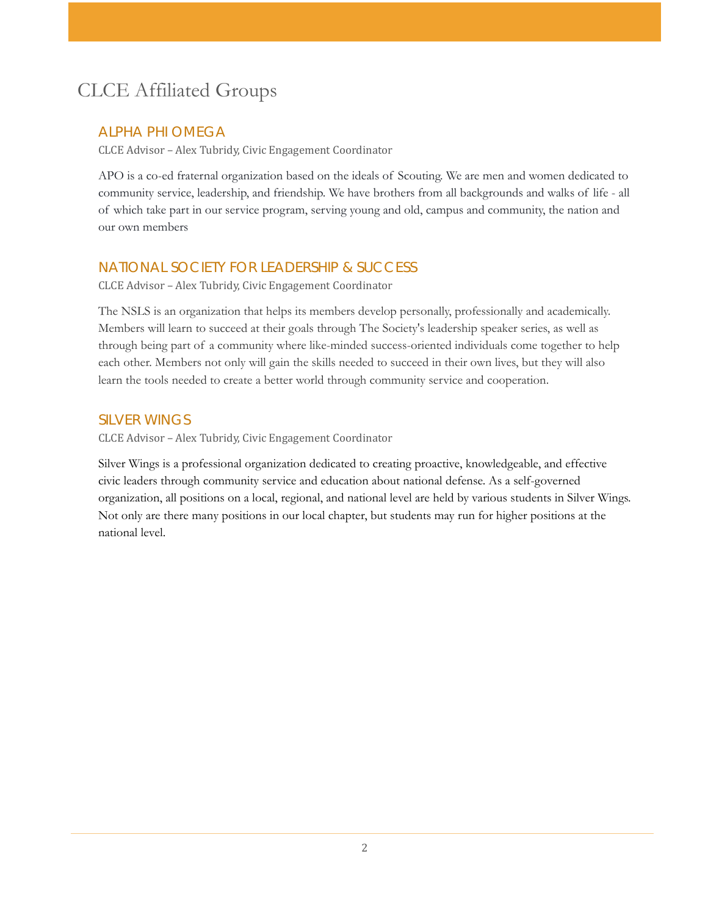# CLCE Affiliated Groups

## ALPHA PHI OMEGA

CLCE Advisor – Alex Tubridy, Civic Engagement Coordinator

APO is a co-ed fraternal organization based on the ideals of Scouting. We are men and women dedicated to community service, leadership, and friendship. We have brothers from all backgrounds and walks of life - all of which take part in our service program, serving young and old, campus and community, the nation and our own members

## NATIONAL SOCIETY FOR LEADERSHIP & SUCCESS

CLCE Advisor – Alex Tubridy, Civic Engagement Coordinator

The NSLS is an organization that helps its members develop personally, professionally and academically. Members will learn to succeed at their goals through The Society's leadership speaker series, as well as through being part of a community where like-minded success-oriented individuals come together to help each other. Members not only will gain the skills needed to succeed in their own lives, but they will also learn the tools needed to create a better world through community service and cooperation.

## SILVER WINGS

CLCE Advisor – Alex Tubridy, Civic Engagement Coordinator

Silver Wings is a professional organization dedicated to creating proactive, knowledgeable, and effective civic leaders through community service and education about national defense. As a self-governed organization, all positions on a local, regional, and national level are held by various students in Silver Wings. Not only are there many positions in our local chapter, but students may run for higher positions at the national level.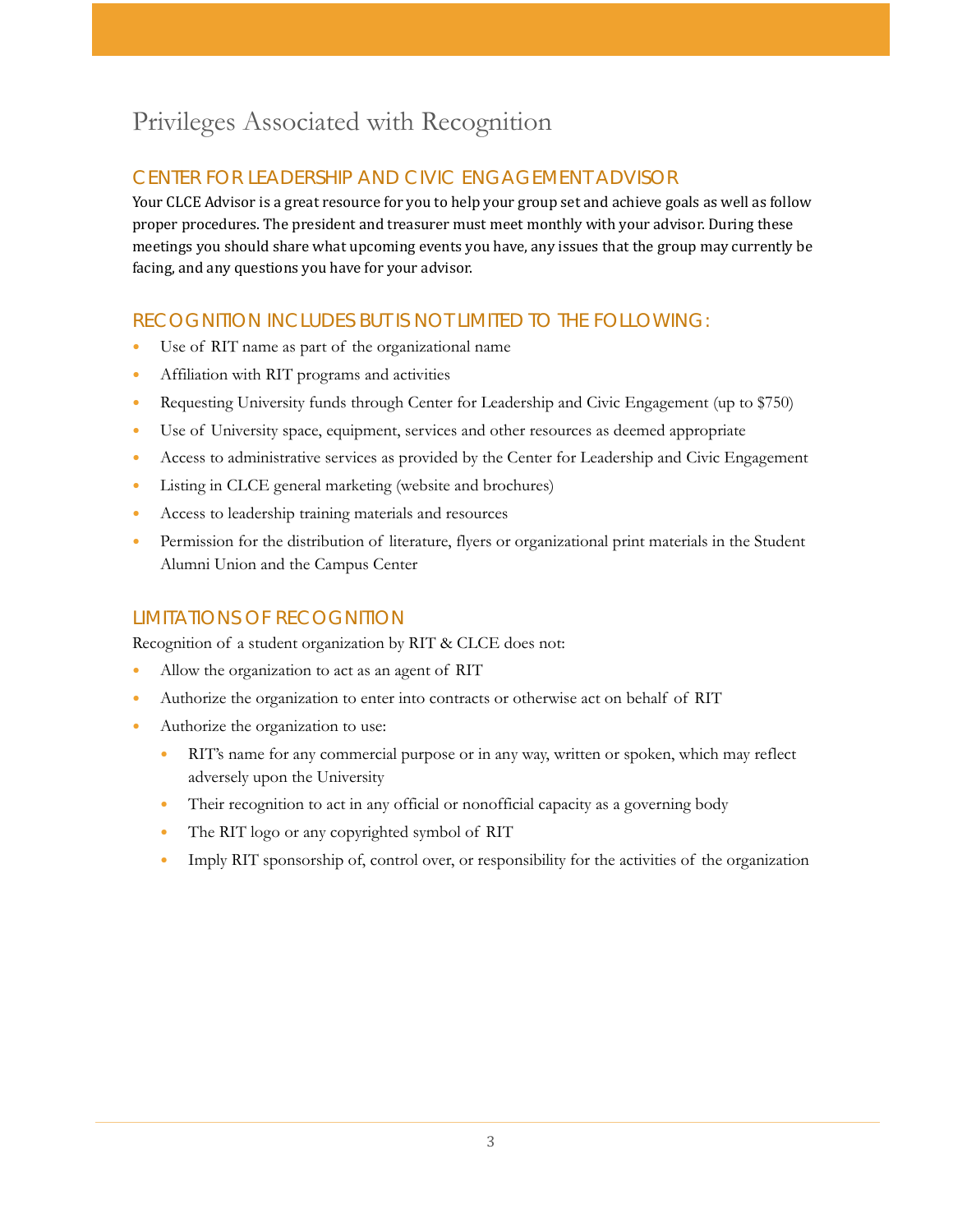# Privileges Associated with Recognition

## CENTER FOR LEADERSHIP AND CIVIC ENGAGEMENT ADVISOR

Your CLCE Advisor is a great resource for you to help your group set and achieve goals as well as follow proper procedures. The president and treasurer must meet monthly with your advisor. During these meetings you should share what upcoming events you have, any issues that the group may currently be facing, and any questions you have for your advisor.

## RECOGNITION INCLUDES BUT IS NOT LIMITED TO THE FOLLOWING:

- Use of RIT name as part of the organizational name
- Affiliation with RIT programs and activities
- Requesting University funds through Center for Leadership and Civic Engagement (up to $750)
- Use of University space, equipment, services and other resources as deemed appropriate
- Access to administrative services as provided by the Center for Leadership and Civic Engagement
- Listing in CLCE general marketing (website and brochures)
- Access to leadership training materials and resources
- Permission for the distribution of literature, flyers or organizational print materials in the Student Alumni Union and the Campus Center

## LIMITATIONS OF RECOGNITION

Recognition of a student organization by RIT & CLCE does not:

- Allow the organization to act as an agent of RIT
- Authorize the organization to enter into contracts or otherwise act on behalf of RIT
- Authorize the organization to use:
  - RIT's name for any commercial purpose or in any way, written or spoken, which may reflect adversely upon the University
  - Their recognition to act in any official or nonofficial capacity as a governing body
  - The RIT logo or any copyrighted symbol of RIT
  - Imply RIT sponsorship of, control over, or responsibility for the activities of the organization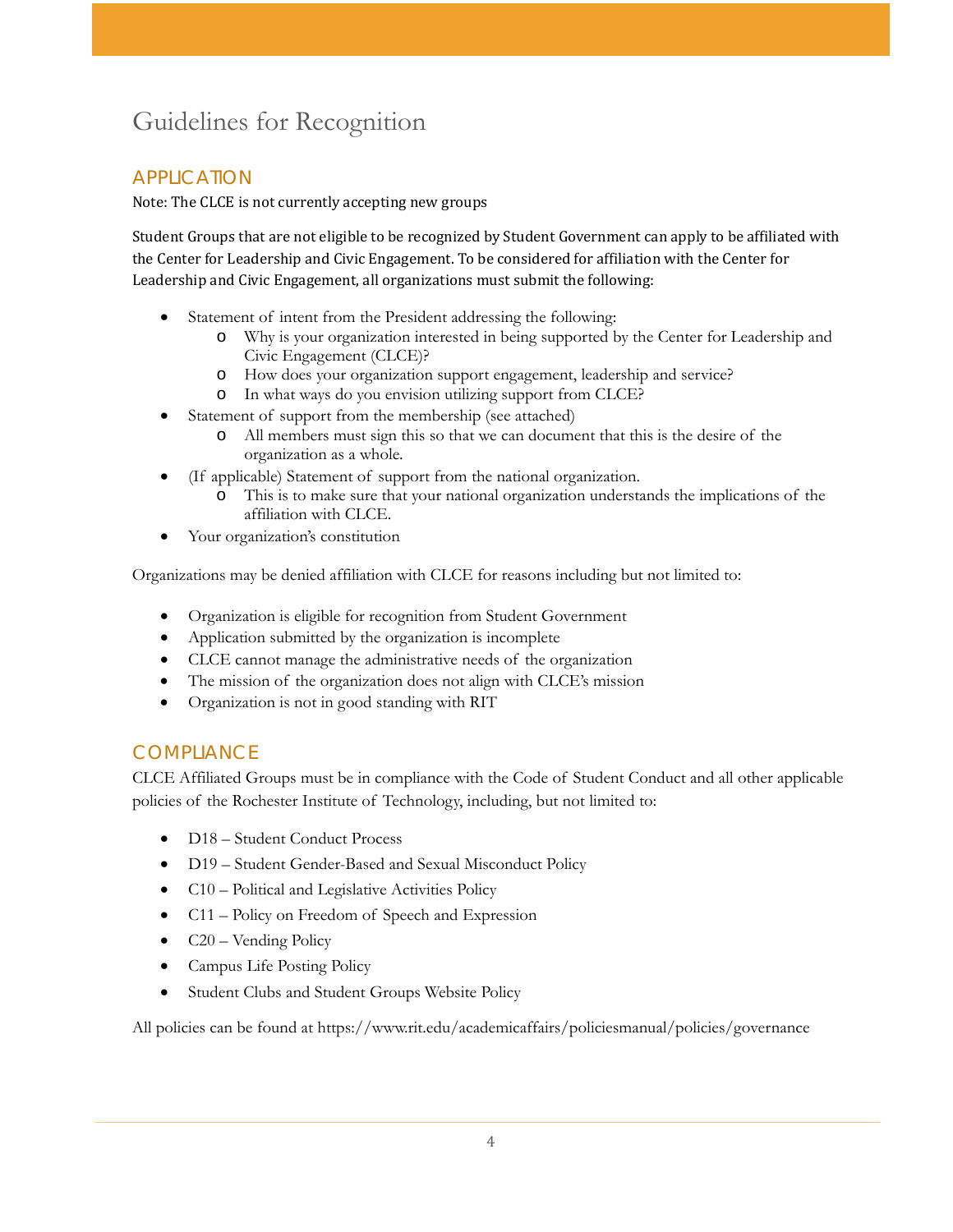# Guidelines for Recognition

## APPLICATION

Note: The CLCE is not currently accepting new groups

Student Groups that are not eligible to be recognized by Student Government can apply to be affiliated with the Center for Leadership and Civic Engagement. To be considered for affiliation with the Center for Leadership and Civic Engagement, all organizations must submit the following:

- Statement of intent from the President addressing the following:
  - Why is your organization interested in being supported by the Center for Leadership and Civic Engagement (CLCE)?
  - How does your organization support engagement, leadership and service?
  - In what ways do you envision utilizing support from CLCE?
- Statement of support from the membership (see attached)
  - All members must sign this so that we can document that this is the desire of the organization as a whole.
- (If applicable) Statement of support from the national organization.
  - This is to make sure that your national organization understands the implications of the affiliation with CLCE.
- Your organization's constitution

Organizations may be denied affiliation with CLCE for reasons including but not limited to:

- Organization is eligible for recognition from Student Government
- Application submitted by the organization is incomplete
- CLCE cannot manage the administrative needs of the organization
- The mission of the organization does not align with CLCE's mission
- Organization is not in good standing with RIT

## COMPLIANCE

CLCE Affiliated Groups must be in compliance with the Code of Student Conduct and all other applicable policies of the Rochester Institute of Technology, including, but not limited to:

- D18 – Student Conduct Process
- D19 – Student Gender-Based and Sexual Misconduct Policy
- C10 – Political and Legislative Activities Policy
- C11 – Policy on Freedom of Speech and Expression
- C20 – Vending Policy
- Campus Life Posting Policy
- Student Clubs and Student Groups Website Policy

All policies can be found at https://www.rit.edu/academicaffairs/policiesmanual/policies/governance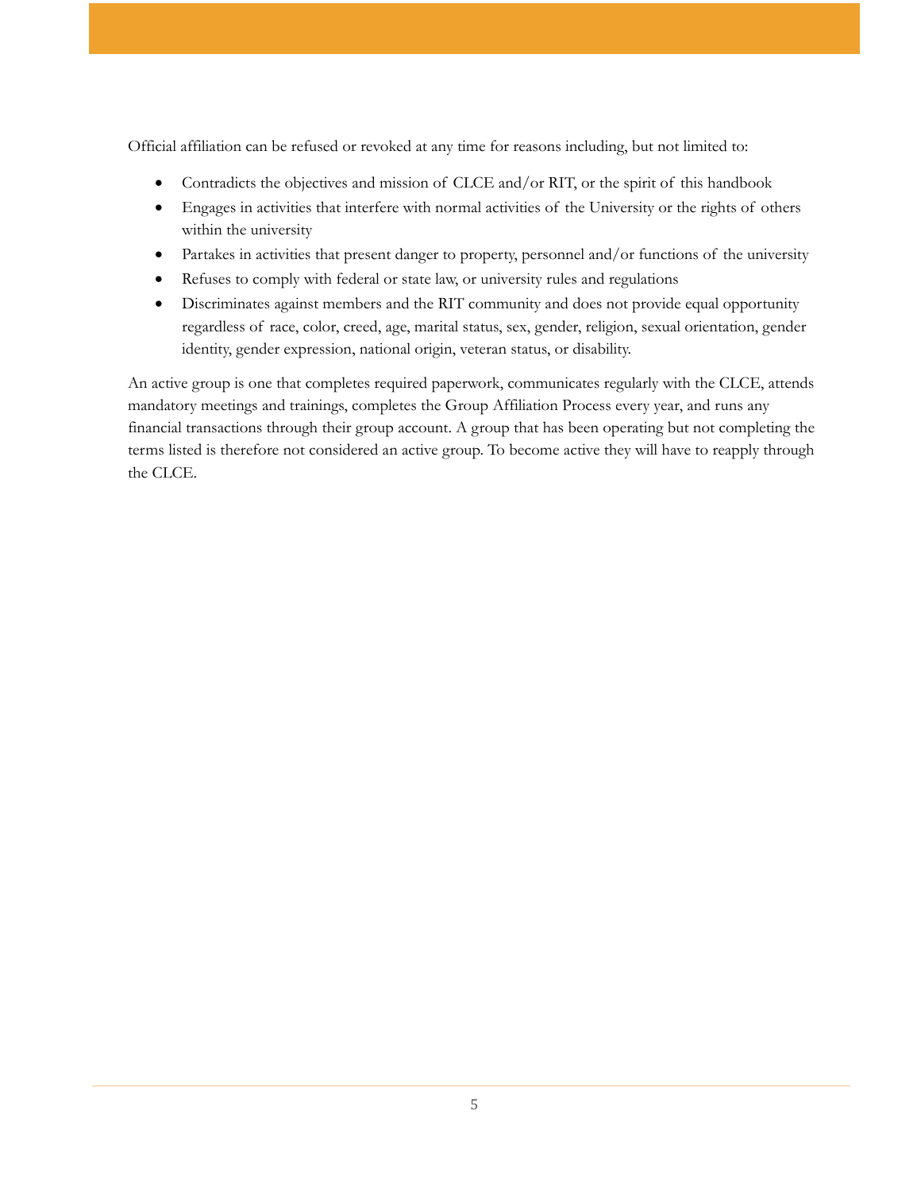Official affiliation can be refused or revoked at any time for reasons including, but not limited to:

- Contradicts the objectives and mission of CLCE and/or RIT, or the spirit of this handbook
- Engages in activities that interfere with normal activities of the University or the rights of others within the university
- Partakes in activities that present danger to property, personnel and/or functions of the university
- Refuses to comply with federal or state law, or university rules and regulations
- Discriminates against members and the RIT community and does not provide equal opportunity regardless of race, color, creed, age, marital status, sex, gender, religion, sexual orientation, gender identity, gender expression, national origin, veteran status, or disability.

An active group is one that completes required paperwork, communicates regularly with the CLCE, attends mandatory meetings and trainings, completes the Group Affiliation Process every year, and runs any financial transactions through their group account. A group that has been operating but not completing the terms listed is therefore not considered an active group. To become active they will have to reapply through the CLCE.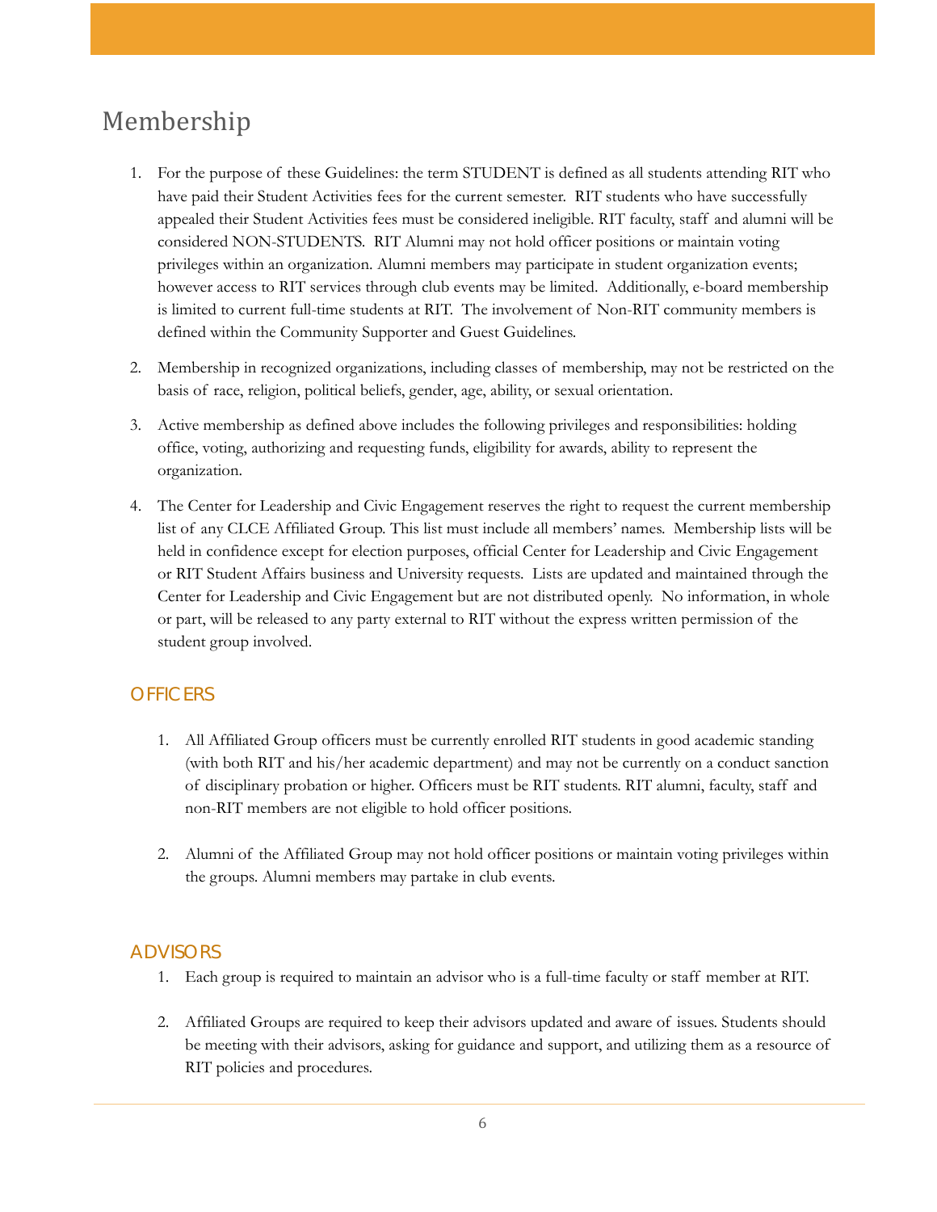# Membership

1. For the purpose of these Guidelines: the term STUDENT is defined as all students attending RIT who have paid their Student Activities fees for the current semester. RIT students who have successfully appealed their Student Activities fees must be considered ineligible. RIT faculty, staff and alumni will be considered NON-STUDENTS. RIT Alumni may not hold officer positions or maintain voting privileges within an organization. Alumni members may participate in student organization events; however access to RIT services through club events may be limited. Additionally, e-board membership is limited to current full-time students at RIT. The involvement of Non-RIT community members is defined within the Community Supporter and Guest Guidelines.

2. Membership in recognized organizations, including classes of membership, may not be restricted on the basis of race, religion, political beliefs, gender, age, ability, or sexual orientation.

3. Active membership as defined above includes the following privileges and responsibilities: holding office, voting, authorizing and requesting funds, eligibility for awards, ability to represent the organization.

4. The Center for Leadership and Civic Engagement reserves the right to request the current membership list of any CLCE Affiliated Group. This list must include all members' names. Membership lists will be held in confidence except for election purposes, official Center for Leadership and Civic Engagement or RIT Student Affairs business and University requests. Lists are updated and maintained through the Center for Leadership and Civic Engagement but are not distributed openly. No information, in whole or part, will be released to any party external to RIT without the express written permission of the student group involved.

## OFFICERS

1. All Affiliated Group officers must be currently enrolled RIT students in good academic standing (with both RIT and his/her academic department) and may not be currently on a conduct sanction of disciplinary probation or higher. Officers must be RIT students. RIT alumni, faculty, staff and non-RIT members are not eligible to hold officer positions.

2. Alumni of the Affiliated Group may not hold officer positions or maintain voting privileges within the groups. Alumni members may partake in club events.

## ADVISORS

1. Each group is required to maintain an advisor who is a full-time faculty or staff member at RIT.

2. Affiliated Groups are required to keep their advisors updated and aware of issues. Students should be meeting with their advisors, asking for guidance and support, and utilizing them as a resource of RIT policies and procedures.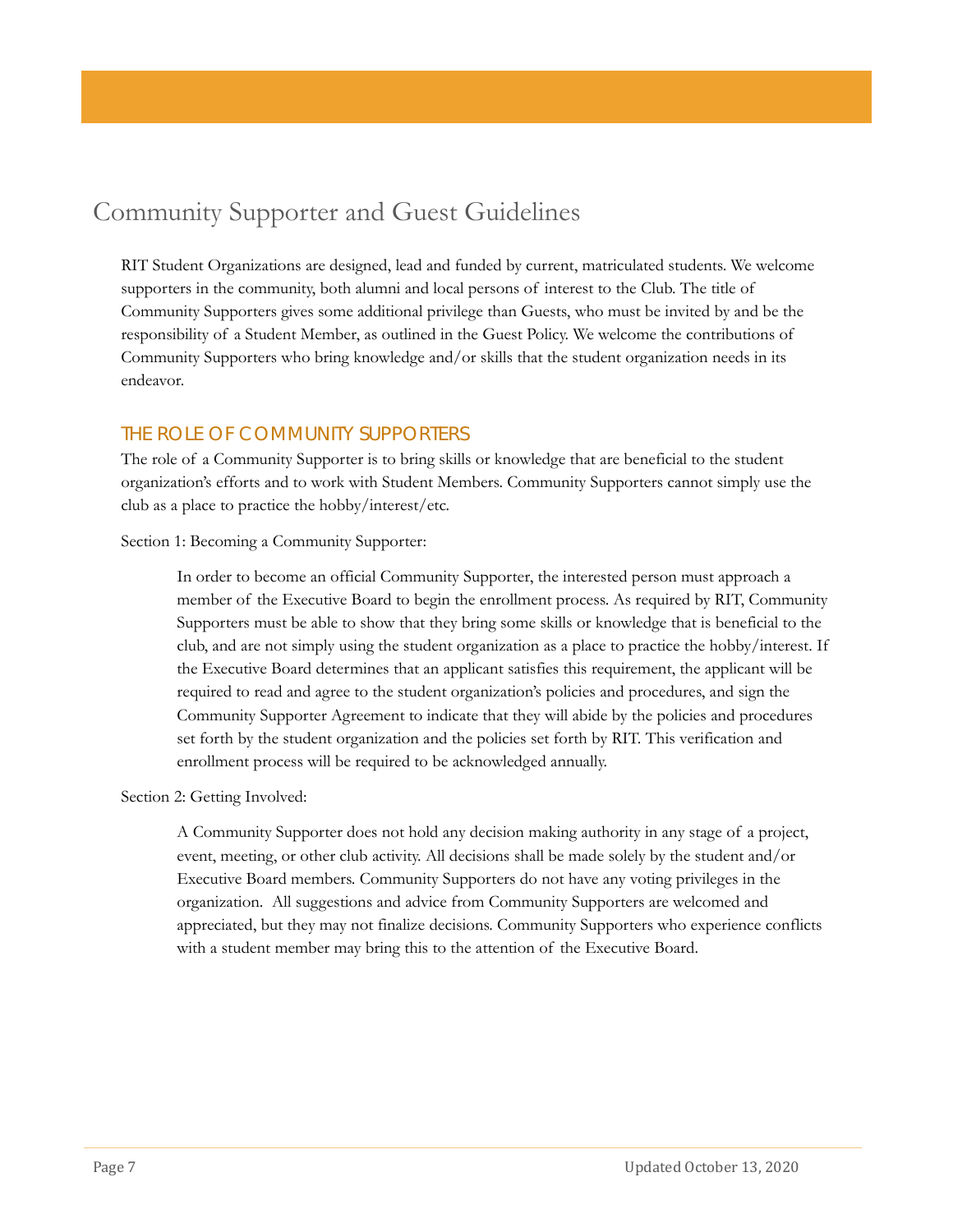# Community Supporter and Guest Guidelines

RIT Student Organizations are designed, lead and funded by current, matriculated students. We welcome supporters in the community, both alumni and local persons of interest to the Club. The title of Community Supporters gives some additional privilege than Guests, who must be invited by and be the responsibility of a Student Member, as outlined in the Guest Policy. We welcome the contributions of Community Supporters who bring knowledge and/or skills that the student organization needs in its endeavor.

## THE ROLE OF COMMUNITY SUPPORTERS

The role of a Community Supporter is to bring skills or knowledge that are beneficial to the student organization's efforts and to work with Student Members. Community Supporters cannot simply use the club as a place to practice the hobby/interest/etc.

Section 1: Becoming a Community Supporter:

> In order to become an official Community Supporter, the interested person must approach a member of the Executive Board to begin the enrollment process. As required by RIT, Community Supporters must be able to show that they bring some skills or knowledge that is beneficial to the club, and are not simply using the student organization as a place to practice the hobby/interest. If the Executive Board determines that an applicant satisfies this requirement, the applicant will be required to read and agree to the student organization's policies and procedures, and sign the Community Supporter Agreement to indicate that they will abide by the policies and procedures set forth by the student organization and the policies set forth by RIT. This verification and enrollment process will be required to be acknowledged annually.

Section 2: Getting Involved:

> A Community Supporter does not hold any decision making authority in any stage of a project, event, meeting, or other club activity. All decisions shall be made solely by the student and/or Executive Board members. Community Supporters do not have any voting privileges in the organization. All suggestions and advice from Community Supporters are welcomed and appreciated, but they may not finalize decisions. Community Supporters who experience conflicts with a student member may bring this to the attention of the Executive Board.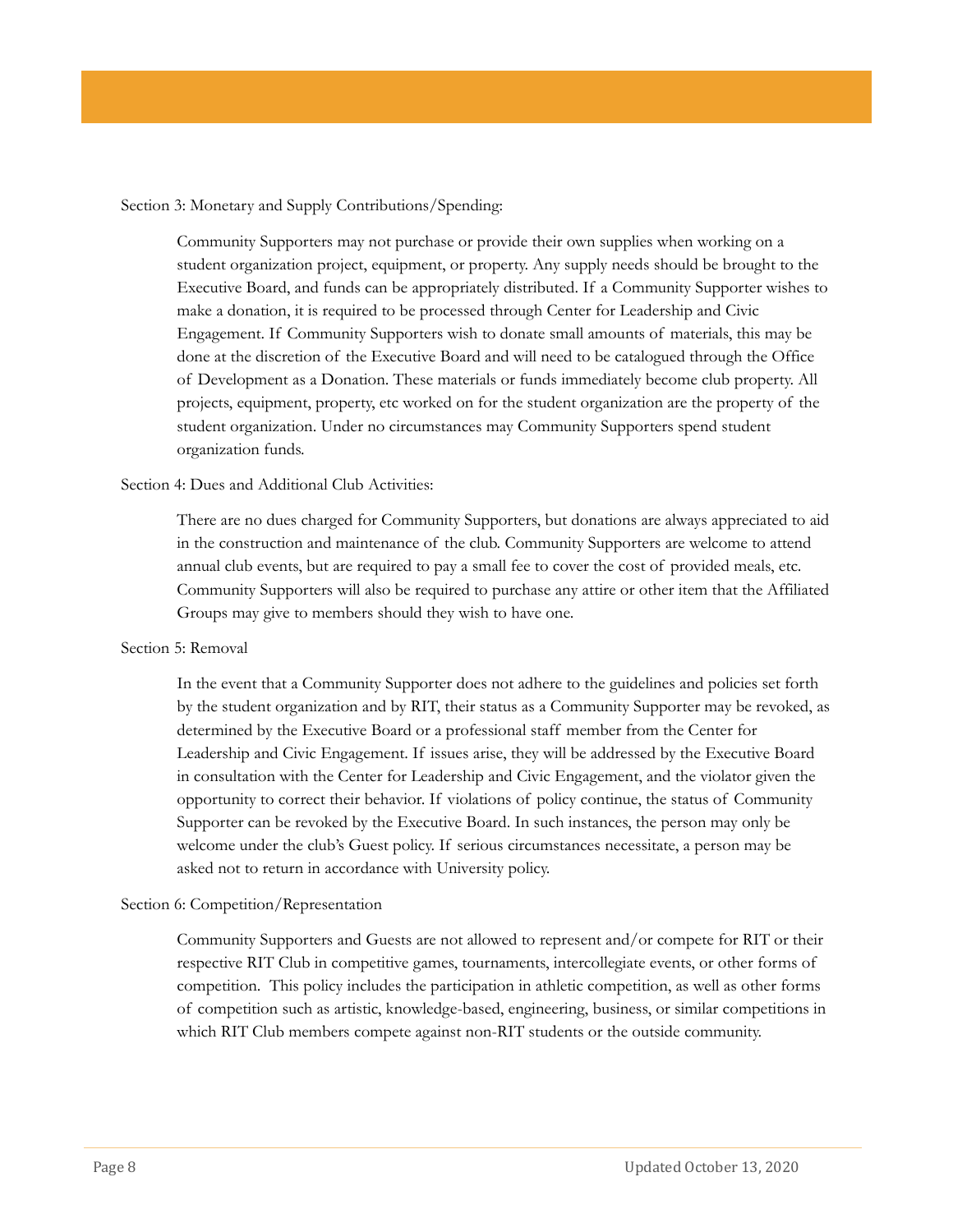Section 3: Monetary and Supply Contributions/Spending:

Community Supporters may not purchase or provide their own supplies when working on a student organization project, equipment, or property. Any supply needs should be brought to the Executive Board, and funds can be appropriately distributed. If a Community Supporter wishes to make a donation, it is required to be processed through Center for Leadership and Civic Engagement. If Community Supporters wish to donate small amounts of materials, this may be done at the discretion of the Executive Board and will need to be catalogued through the Office of Development as a Donation. These materials or funds immediately become club property. All projects, equipment, property, etc worked on for the student organization are the property of the student organization. Under no circumstances may Community Supporters spend student organization funds.

Section 4: Dues and Additional Club Activities:

There are no dues charged for Community Supporters, but donations are always appreciated to aid in the construction and maintenance of the club. Community Supporters are welcome to attend annual club events, but are required to pay a small fee to cover the cost of provided meals, etc. Community Supporters will also be required to purchase any attire or other item that the Affiliated Groups may give to members should they wish to have one.

Section 5: Removal

In the event that a Community Supporter does not adhere to the guidelines and policies set forth by the student organization and by RIT, their status as a Community Supporter may be revoked, as determined by the Executive Board or a professional staff member from the Center for Leadership and Civic Engagement. If issues arise, they will be addressed by the Executive Board in consultation with the Center for Leadership and Civic Engagement, and the violator given the opportunity to correct their behavior. If violations of policy continue, the status of Community Supporter can be revoked by the Executive Board. In such instances, the person may only be welcome under the club's Guest policy. If serious circumstances necessitate, a person may be asked not to return in accordance with University policy.

Section 6: Competition/Representation

Community Supporters and Guests are not allowed to represent and/or compete for RIT or their respective RIT Club in competitive games, tournaments, intercollegiate events, or other forms of competition. This policy includes the participation in athletic competition, as well as other forms of competition such as artistic, knowledge-based, engineering, business, or similar competitions in which RIT Club members compete against non-RIT students or the outside community.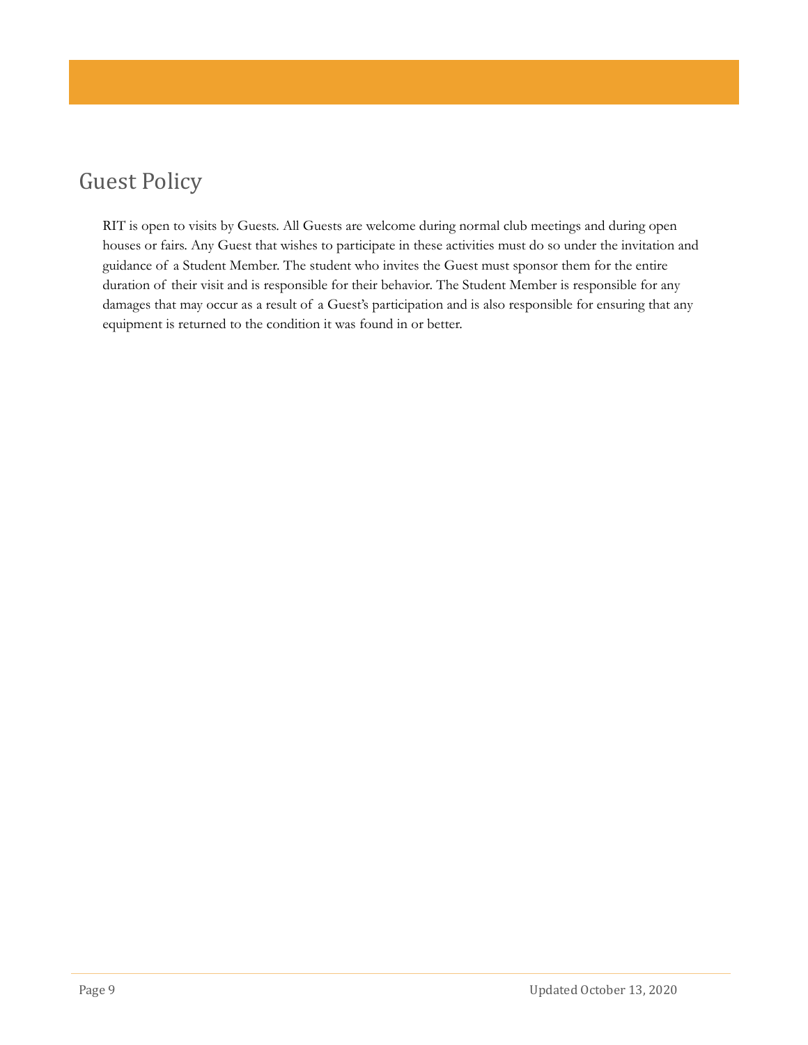# Guest Policy

RIT is open to visits by Guests. All Guests are welcome during normal club meetings and during open houses or fairs. Any Guest that wishes to participate in these activities must do so under the invitation and guidance of a Student Member. The student who invites the Guest must sponsor them for the entire duration of their visit and is responsible for their behavior. The Student Member is responsible for any damages that may occur as a result of a Guest's participation and is also responsible for ensuring that any equipment is returned to the condition it was found in or better.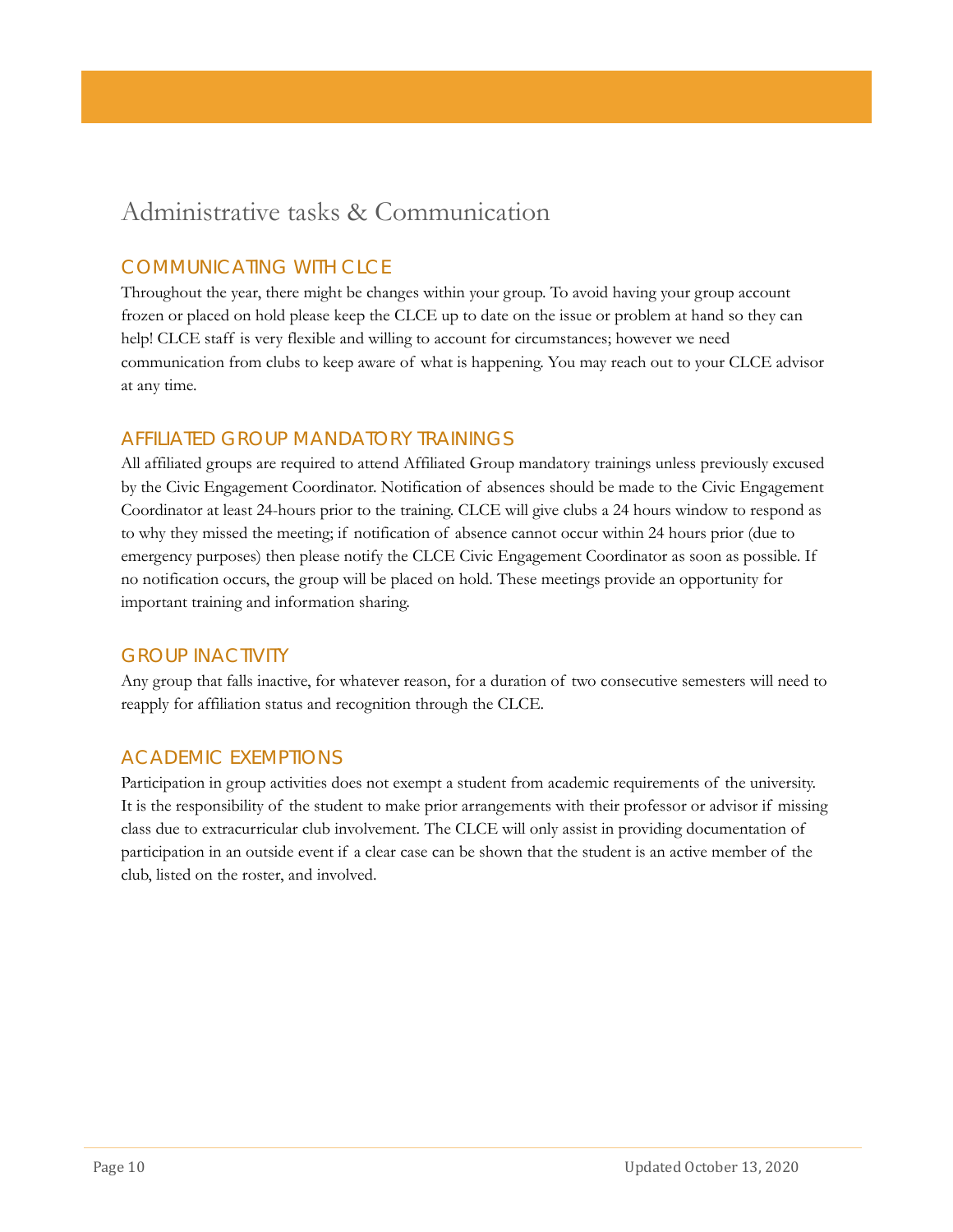# Administrative tasks & Communication

## COMMUNICATING WITH CLCE

Throughout the year, there might be changes within your group. To avoid having your group account frozen or placed on hold please keep the CLCE up to date on the issue or problem at hand so they can help! CLCE staff is very flexible and willing to account for circumstances; however we need communication from clubs to keep aware of what is happening. You may reach out to your CLCE advisor at any time.

## AFFILIATED GROUP MANDATORY TRAININGS

All affiliated groups are required to attend Affiliated Group mandatory trainings unless previously excused by the Civic Engagement Coordinator. Notification of absences should be made to the Civic Engagement Coordinator at least 24-hours prior to the training. CLCE will give clubs a 24 hours window to respond as to why they missed the meeting; if notification of absence cannot occur within 24 hours prior (due to emergency purposes) then please notify the CLCE Civic Engagement Coordinator as soon as possible. If no notification occurs, the group will be placed on hold. These meetings provide an opportunity for important training and information sharing.

## GROUP INACTIVITY

Any group that falls inactive, for whatever reason, for a duration of two consecutive semesters will need to reapply for affiliation status and recognition through the CLCE.

## ACADEMIC EXEMPTIONS

Participation in group activities does not exempt a student from academic requirements of the university. It is the responsibility of the student to make prior arrangements with their professor or advisor if missing class due to extracurricular club involvement. The CLCE will only assist in providing documentation of participation in an outside event if a clear case can be shown that the student is an active member of the club, listed on the roster, and involved.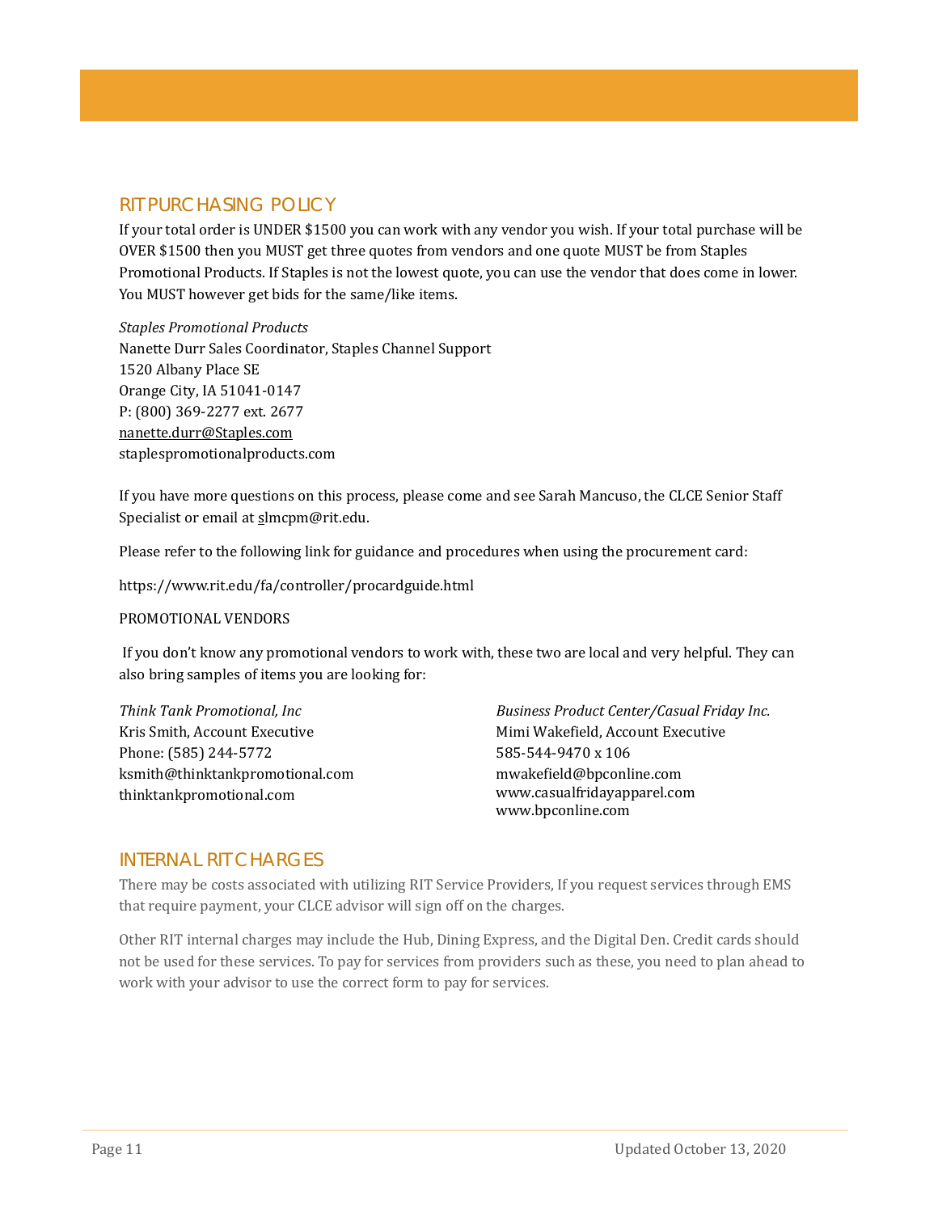## RIT PURCHASING POLICY

If your total order is UNDER $1500 you can work with any vendor you wish. If your total purchase will be OVER $1500 then you MUST get three quotes from vendors and one quote MUST be from Staples Promotional Products. If Staples is not the lowest quote, you can use the vendor that does come in lower. You MUST however get bids for the same/like items.

*Staples Promotional Products*
Nanette Durr Sales Coordinator, Staples Channel Support
1520 Albany Place SE
Orange City, IA 51041-0147
P: (800) 369-2277 ext. 2677
nanette.durr@Staples.com
staplespromotionalproducts.com

If you have more questions on this process, please come and see Sarah Mancuso, the CLCE Senior Staff Specialist or email at slmcpm@rit.edu.

Please refer to the following link for guidance and procedures when using the procurement card:

https://www.rit.edu/fa/controller/procardguide.html

PROMOTIONAL VENDORS

If you don't know any promotional vendors to work with, these two are local and very helpful. They can also bring samples of items you are looking for:

*Think Tank Promotional, Inc*
Kris Smith, Account Executive
Phone: (585) 244-5772
ksmith@thinktankpromotional.com
thinktankpromotional.com

*Business Product Center/Casual Friday Inc.*
Mimi Wakefield, Account Executive
585-544-9470 x 106
mwakefield@bpconline.com
www.casualfridayapparel.com
www.bpconline.com

## INTERNAL RIT CHARGES

There may be costs associated with utilizing RIT Service Providers, If you request services through EMS that require payment, your CLCE advisor will sign off on the charges.

Other RIT internal charges may include the Hub, Dining Express, and the Digital Den. Credit cards should not be used for these services. To pay for services from providers such as these, you need to plan ahead to work with your advisor to use the correct form to pay for services.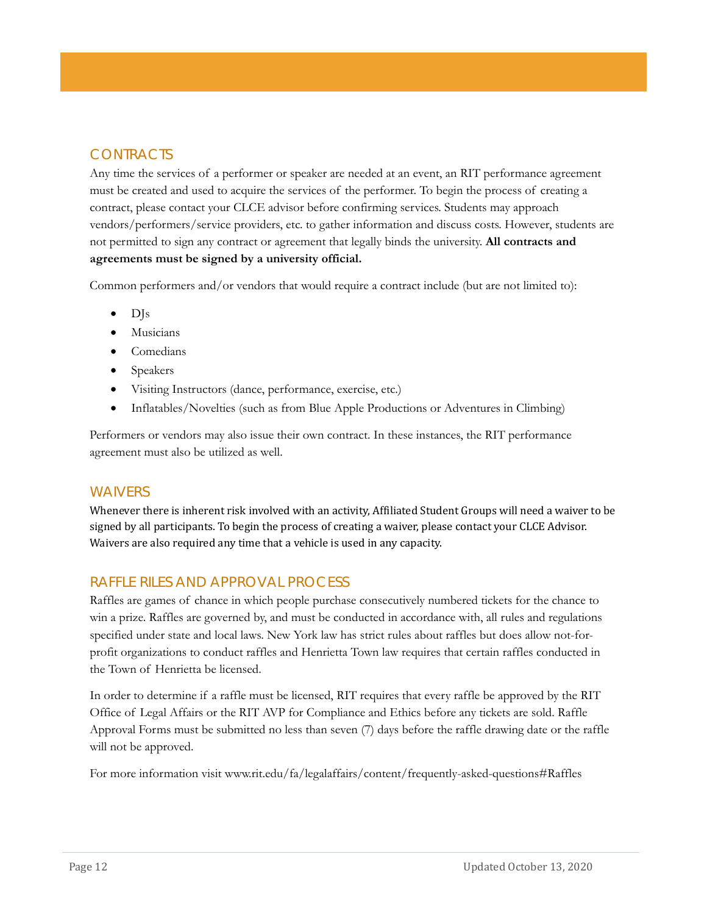## CONTRACTS

Any time the services of a performer or speaker are needed at an event, an RIT performance agreement must be created and used to acquire the services of the performer. To begin the process of creating a contract, please contact your CLCE advisor before confirming services. Students may approach vendors/performers/service providers, etc. to gather information and discuss costs. However, students are not permitted to sign any contract or agreement that legally binds the university. **All contracts and agreements must be signed by a university official.**

Common performers and/or vendors that would require a contract include (but are not limited to):

- DJs
- Musicians
- Comedians
- Speakers
- Visiting Instructors (dance, performance, exercise, etc.)
- Inflatables/Novelties (such as from Blue Apple Productions or Adventures in Climbing)

Performers or vendors may also issue their own contract. In these instances, the RIT performance agreement must also be utilized as well.

## WAIVERS

Whenever there is inherent risk involved with an activity, Affiliated Student Groups will need a waiver to be signed by all participants. To begin the process of creating a waiver, please contact your CLCE Advisor. Waivers are also required any time that a vehicle is used in any capacity.

## RAFFLE RILES AND APPROVAL PROCESS

Raffles are games of chance in which people purchase consecutively numbered tickets for the chance to win a prize. Raffles are governed by, and must be conducted in accordance with, all rules and regulations specified under state and local laws. New York law has strict rules about raffles but does allow not-for-profit organizations to conduct raffles and Henrietta Town law requires that certain raffles conducted in the Town of Henrietta be licensed.

In order to determine if a raffle must be licensed, RIT requires that every raffle be approved by the RIT Office of Legal Affairs or the RIT AVP for Compliance and Ethics before any tickets are sold. Raffle Approval Forms must be submitted no less than seven (7) days before the raffle drawing date or the raffle will not be approved.

For more information visit www.rit.edu/fa/legalaffairs/content/frequently-asked-questions#Raffles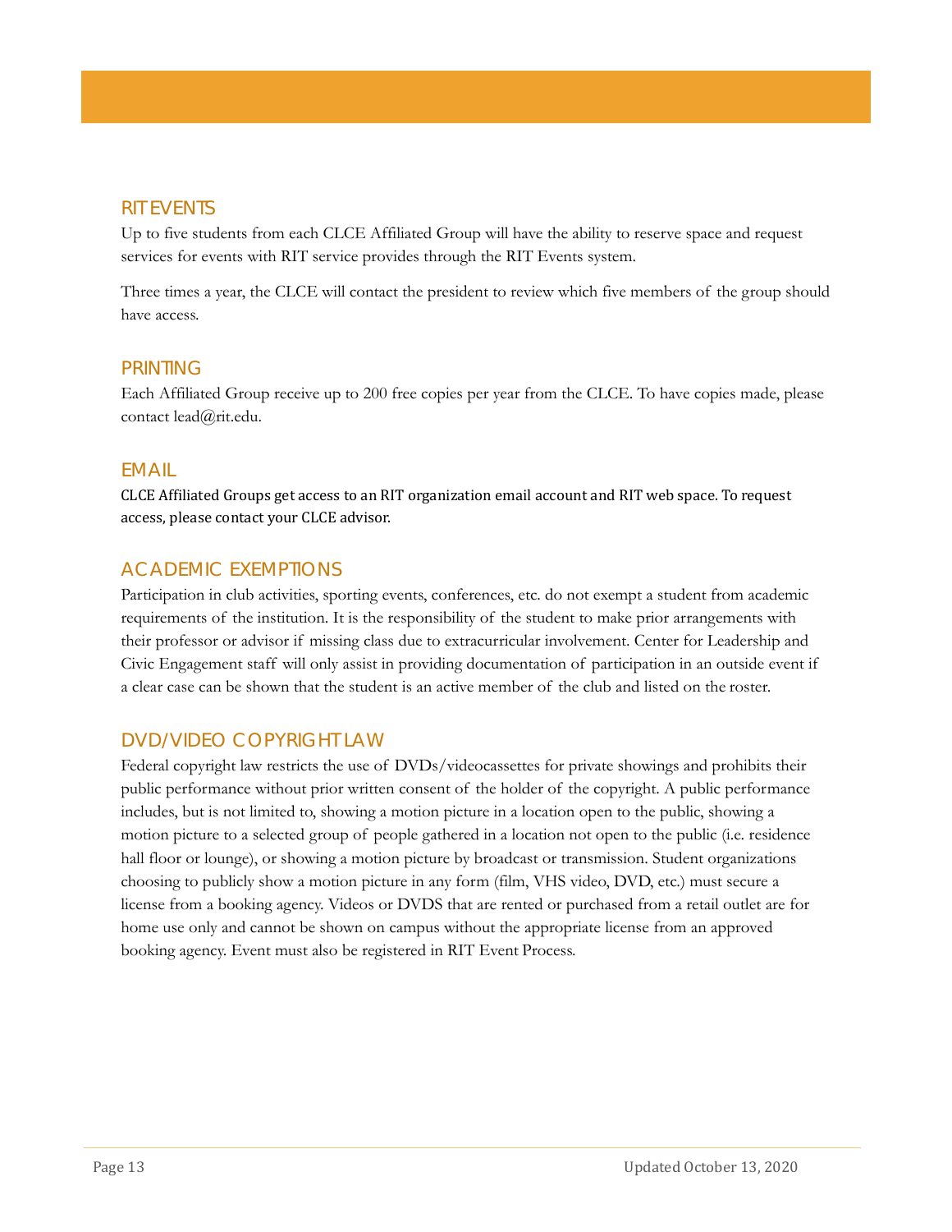## RIT EVENTS

Up to five students from each CLCE Affiliated Group will have the ability to reserve space and request services for events with RIT service provides through the RIT Events system.

Three times a year, the CLCE will contact the president to review which five members of the group should have access.

## PRINTING

Each Affiliated Group receive up to 200 free copies per year from the CLCE. To have copies made, please contact lead@rit.edu.

## EMAIL

CLCE Affiliated Groups get access to an RIT organization email account and RIT web space. To request access, please contact your CLCE advisor.

## ACADEMIC EXEMPTIONS

Participation in club activities, sporting events, conferences, etc. do not exempt a student from academic requirements of the institution. It is the responsibility of the student to make prior arrangements with their professor or advisor if missing class due to extracurricular involvement. Center for Leadership and Civic Engagement staff will only assist in providing documentation of participation in an outside event if a clear case can be shown that the student is an active member of the club and listed on the roster.

## DVD/VIDEO COPYRIGHT LAW

Federal copyright law restricts the use of DVDs/videocassettes for private showings and prohibits their public performance without prior written consent of the holder of the copyright. A public performance includes, but is not limited to, showing a motion picture in a location open to the public, showing a motion picture to a selected group of people gathered in a location not open to the public (i.e. residence hall floor or lounge), or showing a motion picture by broadcast or transmission. Student organizations choosing to publicly show a motion picture in any form (film, VHS video, DVD, etc.) must secure a license from a booking agency. Videos or DVDS that are rented or purchased from a retail outlet are for home use only and cannot be shown on campus without the appropriate license from an approved booking agency. Event must also be registered in RIT Event Process.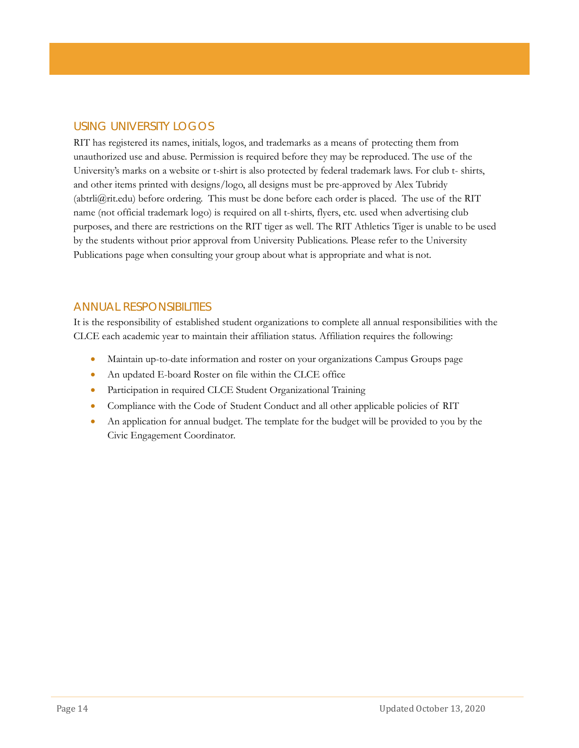## USING UNIVERSITY LOGOS

RIT has registered its names, initials, logos, and trademarks as a means of protecting them from unauthorized use and abuse. Permission is required before they may be reproduced. The use of the University's marks on a website or t-shirt is also protected by federal trademark laws. For club t- shirts, and other items printed with designs/logo, all designs must be pre-approved by Alex Tubridy (abtrli@rit.edu) before ordering. This must be done before each order is placed. The use of the RIT name (not official trademark logo) is required on all t-shirts, flyers, etc. used when advertising club purposes, and there are restrictions on the RIT tiger as well. The RIT Athletics Tiger is unable to be used by the students without prior approval from University Publications. Please refer to the University Publications page when consulting your group about what is appropriate and what is not.

## ANNUAL RESPONSIBILITIES

It is the responsibility of established student organizations to complete all annual responsibilities with the CLCE each academic year to maintain their affiliation status. Affiliation requires the following:

- Maintain up-to-date information and roster on your organizations Campus Groups page
- An updated E-board Roster on file within the CLCE office
- Participation in required CLCE Student Organizational Training
- Compliance with the Code of Student Conduct and all other applicable policies of RIT
- An application for annual budget. The template for the budget will be provided to you by the Civic Engagement Coordinator.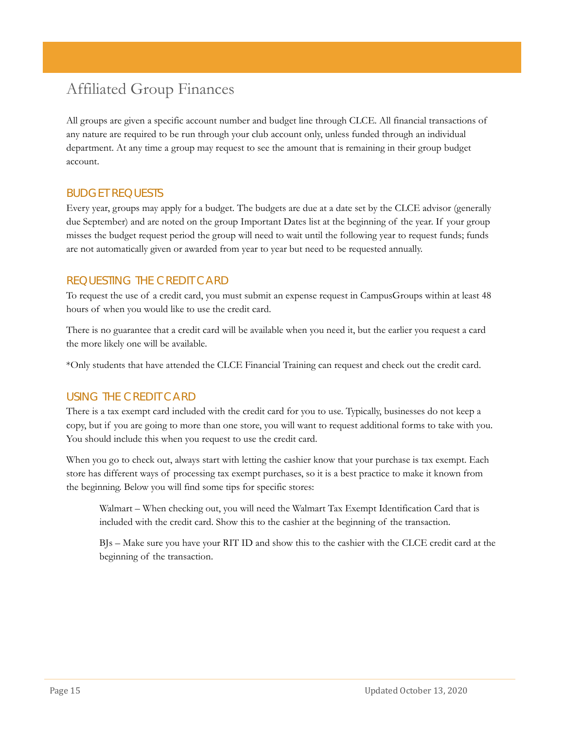# Affiliated Group Finances

All groups are given a specific account number and budget line through CLCE. All financial transactions of any nature are required to be run through your club account only, unless funded through an individual department. At any time a group may request to see the amount that is remaining in their group budget account.

## BUDGET REQUESTS

Every year, groups may apply for a budget. The budgets are due at a date set by the CLCE advisor (generally due September) and are noted on the group Important Dates list at the beginning of the year. If your group misses the budget request period the group will need to wait until the following year to request funds; funds are not automatically given or awarded from year to year but need to be requested annually.

## REQUESTING THE CREDIT CARD

To request the use of a credit card, you must submit an expense request in CampusGroups within at least 48 hours of when you would like to use the credit card.

There is no guarantee that a credit card will be available when you need it, but the earlier you request a card the more likely one will be available.

*Only students that have attended the CLCE Financial Training can request and check out the credit card.

## USING THE CREDIT CARD

There is a tax exempt card included with the credit card for you to use. Typically, businesses do not keep a copy, but if you are going to more than one store, you will want to request additional forms to take with you. You should include this when you request to use the credit card.

When you go to check out, always start with letting the cashier know that your purchase is tax exempt. Each store has different ways of processing tax exempt purchases, so it is a best practice to make it known from the beginning. Below you will find some tips for specific stores:

> Walmart – When checking out, you will need the Walmart Tax Exempt Identification Card that is included with the credit card. Show this to the cashier at the beginning of the transaction.
>
> BJs – Make sure you have your RIT ID and show this to the cashier with the CLCE credit card at the beginning of the transaction.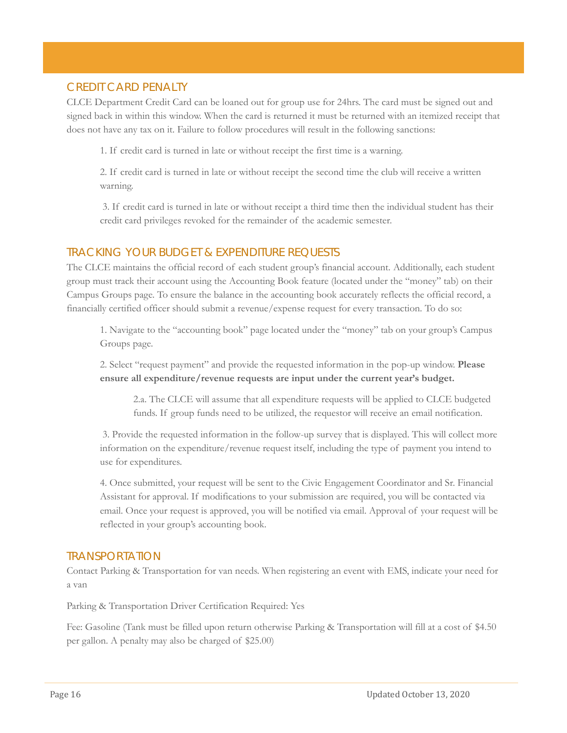## CREDIT CARD PENALTY

CLCE Department Credit Card can be loaned out for group use for 24hrs. The card must be signed out and signed back in within this window. When the card is returned it must be returned with an itemized receipt that does not have any tax on it. Failure to follow procedures will result in the following sanctions:

1. If credit card is turned in late or without receipt the first time is a warning.

2. If credit card is turned in late or without receipt the second time the club will receive a written warning.

3. If credit card is turned in late or without receipt a third time then the individual student has their credit card privileges revoked for the remainder of the academic semester.

## TRACKING YOUR BUDGET & EXPENDITURE REQUESTS

The CLCE maintains the official record of each student group's financial account. Additionally, each student group must track their account using the Accounting Book feature (located under the "money" tab) on their Campus Groups page. To ensure the balance in the accounting book accurately reflects the official record, a financially certified officer should submit a revenue/expense request for every transaction. To do so:

1. Navigate to the "accounting book" page located under the "money" tab on your group's Campus Groups page.

2. Select "request payment" and provide the requested information in the pop-up window. **Please ensure all expenditure/revenue requests are input under the current year's budget.**

    2.a. The CLCE will assume that all expenditure requests will be applied to CLCE budgeted funds. If group funds need to be utilized, the requestor will receive an email notification.

3. Provide the requested information in the follow-up survey that is displayed. This will collect more information on the expenditure/revenue request itself, including the type of payment you intend to use for expenditures.

4. Once submitted, your request will be sent to the Civic Engagement Coordinator and Sr. Financial Assistant for approval. If modifications to your submission are required, you will be contacted via email. Once your request is approved, you will be notified via email. Approval of your request will be reflected in your group's accounting book.

## TRANSPORTATION

Contact Parking & Transportation for van needs. When registering an event with EMS, indicate your need for a van

Parking & Transportation Driver Certification Required: Yes

Fee: Gasoline (Tank must be filled upon return otherwise Parking & Transportation will fill at a cost of $4.50 per gallon. A penalty may also be charged of $25.00)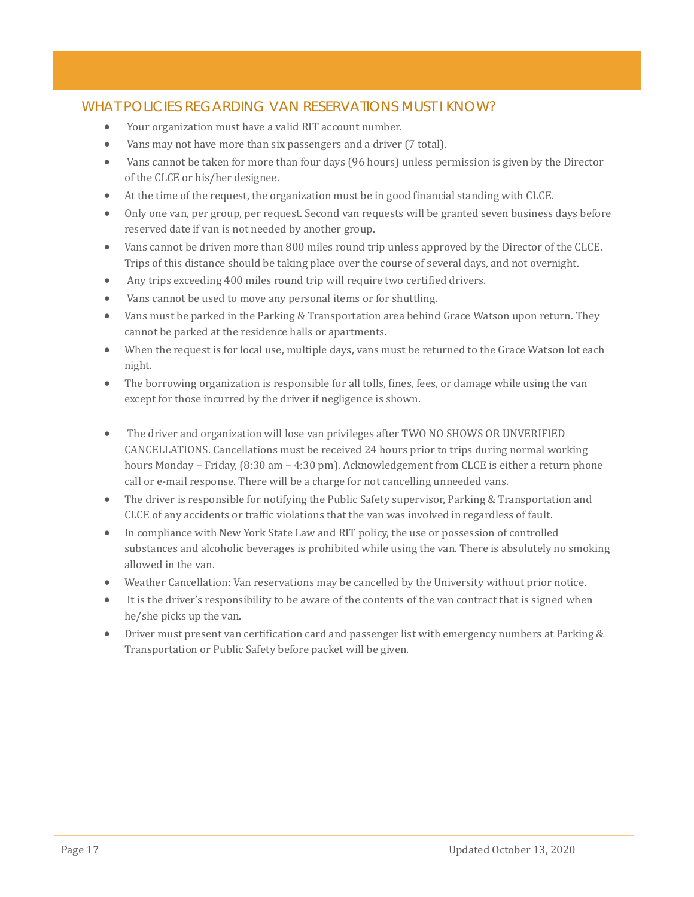## WHAT POLICIES REGARDING VAN RESERVATIONS MUST I KNOW?

- Your organization must have a valid RIT account number.
- Vans may not have more than six passengers and a driver (7 total).
- Vans cannot be taken for more than four days (96 hours) unless permission is given by the Director of the CLCE or his/her designee.
- At the time of the request, the organization must be in good financial standing with CLCE.
- Only one van, per group, per request. Second van requests will be granted seven business days before reserved date if van is not needed by another group.
- Vans cannot be driven more than 800 miles round trip unless approved by the Director of the CLCE. Trips of this distance should be taking place over the course of several days, and not overnight.
- Any trips exceeding 400 miles round trip will require two certified drivers.
- Vans cannot be used to move any personal items or for shuttling.
- Vans must be parked in the Parking & Transportation area behind Grace Watson upon return. They cannot be parked at the residence halls or apartments.
- When the request is for local use, multiple days, vans must be returned to the Grace Watson lot each night.
- The borrowing organization is responsible for all tolls, fines, fees, or damage while using the van except for those incurred by the driver if negligence is shown.
- The driver and organization will lose van privileges after TWO NO SHOWS OR UNVERIFIED CANCELLATIONS. Cancellations must be received 24 hours prior to trips during normal working hours Monday – Friday, (8:30 am – 4:30 pm). Acknowledgement from CLCE is either a return phone call or e-mail response. There will be a charge for not cancelling unneeded vans.
- The driver is responsible for notifying the Public Safety supervisor, Parking & Transportation and CLCE of any accidents or traffic violations that the van was involved in regardless of fault.
- In compliance with New York State Law and RIT policy, the use or possession of controlled substances and alcoholic beverages is prohibited while using the van. There is absolutely no smoking allowed in the van.
- Weather Cancellation: Van reservations may be cancelled by the University without prior notice.
- It is the driver's responsibility to be aware of the contents of the van contract that is signed when he/she picks up the van.
- Driver must present van certification card and passenger list with emergency numbers at Parking & Transportation or Public Safety before packet will be given.

Updated October 13, 2020